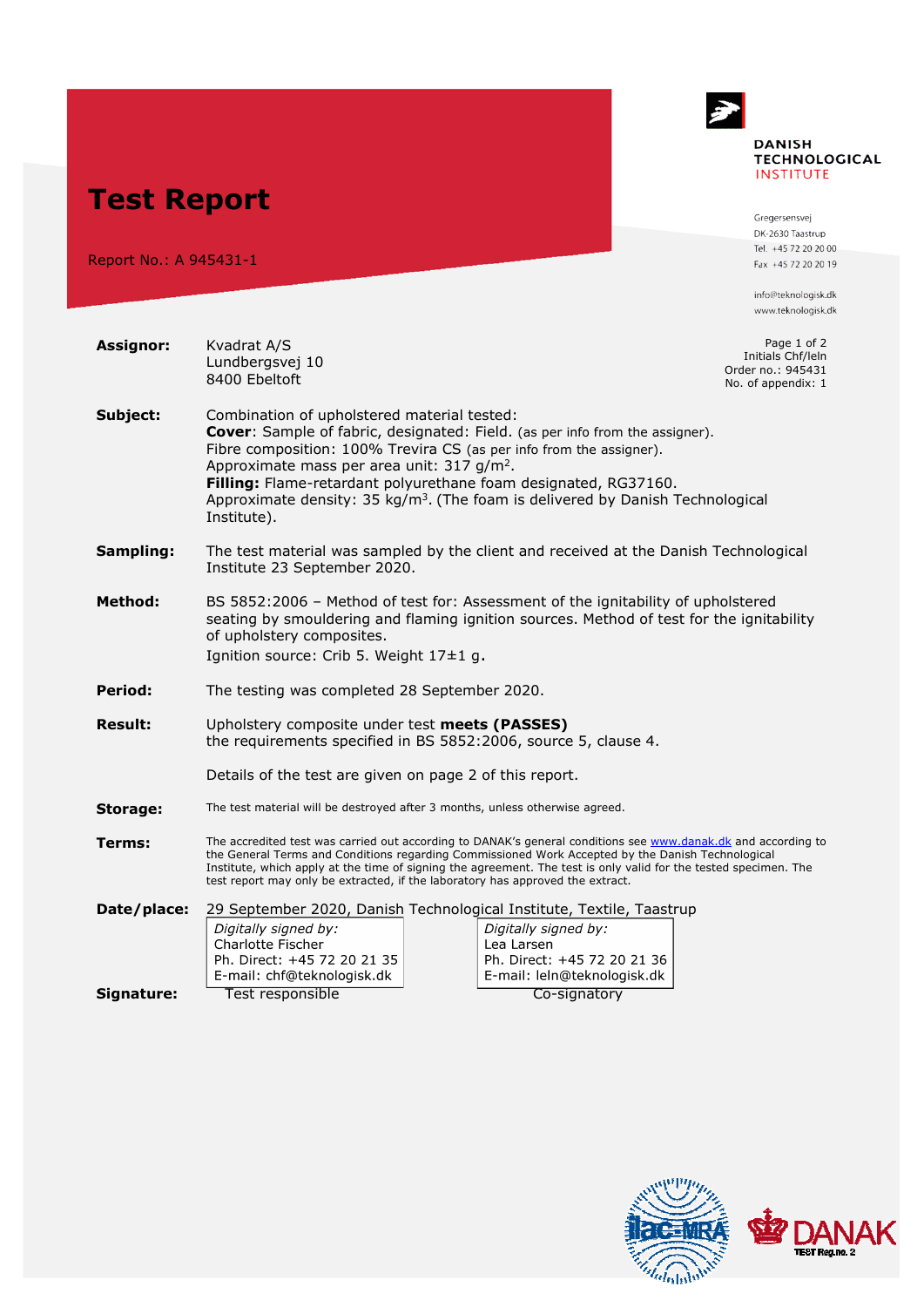# Test Report

Report No.: A 945431-1

**DANISH TECHNOLOGICAL INSTITUTE**

Gregersensvej
DK-2630 Taastrup
Tel. +45 72 20 20 00
Fax +45 72 20 20 19

info@teknologisk.dk
www.teknologisk.dk

Initials Chf/leln
Order no.: 945431
No. of appendix: 1

**Assignor:** Kvadrat A/S
Lundbergsvej 10
8400 Ebeltoft

**Subject:** Combination of upholstered material tested:
**Cover**: Sample of fabric, designated: Field. (as per info from the assigner).
Fibre composition: 100% Trevira CS (as per info from the assigner).
Approximate mass per area unit: 317 g/m².
**Filling:** Flame-retardant polyurethane foam designated, RG37160.
Approximate density: 35 kg/m³. (The foam is delivered by Danish Technological Institute).

**Sampling:** The test material was sampled by the client and received at the Danish Technological Institute 23 September 2020.

**Method:** BS 5852:2006 – Method of test for: Assessment of the ignitability of upholstered seating by smouldering and flaming ignition sources. Method of test for the ignitability of upholstery composites.
Ignition source: Crib 5. Weight 17±1 g.

**Period:** The testing was completed 28 September 2020.

**Result:** Upholstery composite under test **meets (PASSES)** the requirements specified in BS 5852:2006, source 5, clause 4.

Details of the test are given on page 2 of this report.

**Storage:** The test material will be destroyed after 3 months, unless otherwise agreed.

**Terms:** The accredited test was carried out according to DANAK's general conditions see www.danak.dk and according to the General Terms and Conditions regarding Commissioned Work Accepted by the Danish Technological Institute, which apply at the time of signing the agreement. The test is only valid for the tested specimen. The test report may only be extracted, if the laboratory has approved the extract.

**Date/place:** 29 September 2020, Danish Technological Institute, Textile, Taastrup

| *Digitally signed by:*<br>Charlotte Fischer<br>Ph. Direct: +45 72 20 21 35<br>E-mail: chf@teknologisk.dk | *Digitally signed by:*<br>Lea Larsen<br>Ph. Direct: +45 72 20 21 36<br>E-mail: leln@teknologisk.dk |
|---|---|
| Test responsible | Co-signatory |

**Signature:**

ilac-MRA DANAK TEST Reg.no. 2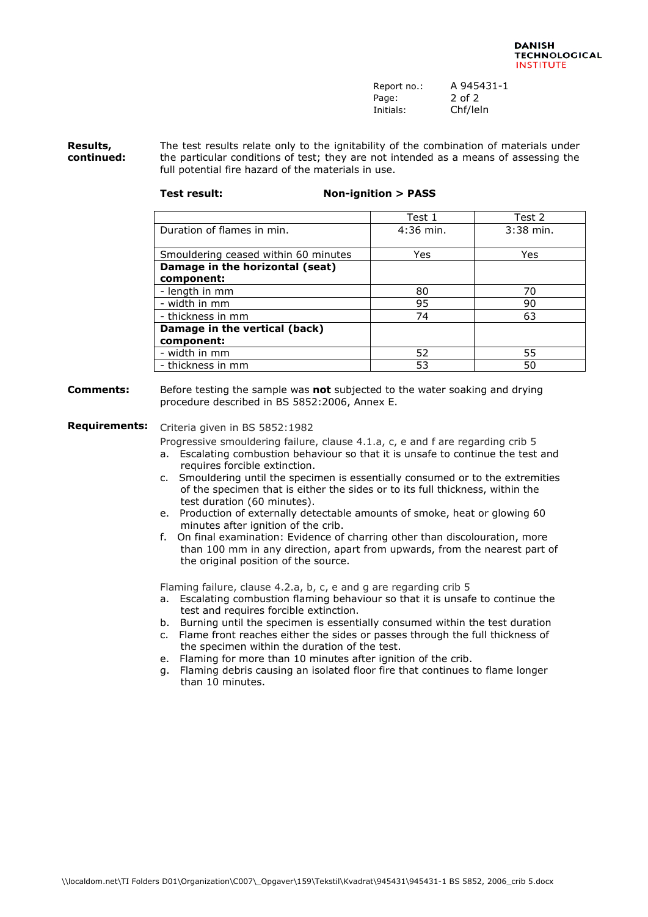**Results, continued:**

The test results relate only to the ignitability of the combination of materials under the particular conditions of test; they are not intended as a means of assessing the full potential fire hazard of the materials in use.

**Test result:** **Non-ignition > PASS**

| | Test 1 | Test 2 |
|---|---|---|
| Duration of flames in min. | 4:36 min. | 3:38 min. |
| Smouldering ceased within 60 minutes | Yes | Yes |
| **Damage in the horizontal (seat) component:** | | |
| - length in mm | 80 | 70 |
| - width in mm | 95 | 90 |
| - thickness in mm | 74 | 63 |
| **Damage in the vertical (back) component:** | | |
| - width in mm | 52 | 55 |
| - thickness in mm | 53 | 50 |

**Comments:**

Before testing the sample was **not** subjected to the water soaking and drying procedure described in BS 5852:2006, Annex E.

**Requirements:**

Criteria given in BS 5852:1982

Progressive smouldering failure, clause 4.1.a, c, e and f are regarding crib 5

a. Escalating combustion behaviour so that it is unsafe to continue the test and requires forcible extinction.
c. Smouldering until the specimen is essentially consumed or to the extremities of the specimen that is either the sides or to its full thickness, within the test duration (60 minutes).
e. Production of externally detectable amounts of smoke, heat or glowing 60 minutes after ignition of the crib.
f. On final examination: Evidence of charring other than discolouration, more than 100 mm in any direction, apart from upwards, from the nearest part of the original position of the source.

Flaming failure, clause 4.2.a, b, c, e and g are regarding crib 5

a. Escalating combustion flaming behaviour so that it is unsafe to continue the test and requires forcible extinction.
b. Burning until the specimen is essentially consumed within the test duration
c. Flame front reaches either the sides or passes through the full thickness of the specimen within the duration of the test.
e. Flaming for more than 10 minutes after ignition of the crib.
g. Flaming debris causing an isolated floor fire that continues to flame longer than 10 minutes.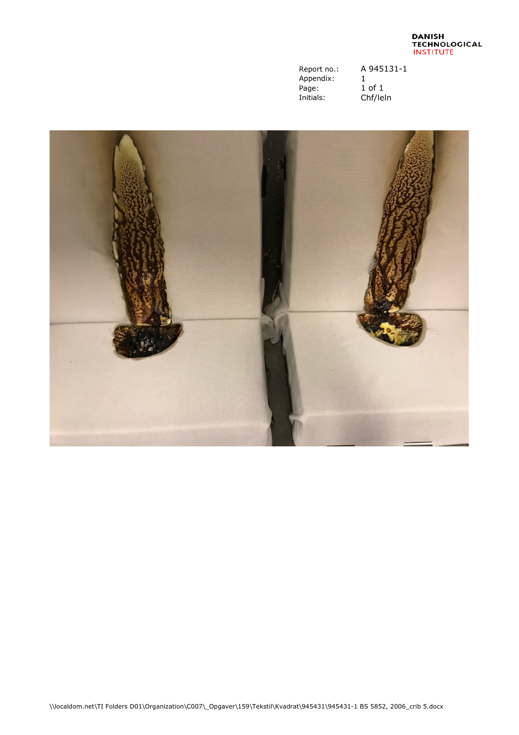Report no.: A 945131-1
Appendix: 1
Page: 1 of 1
Initials: Chf/leln

\\localdom.net\TI Folders D01\Organization\C007\_Opgaver\159\Tekstil\Kvadrat\945431\945431-1 BS 5852, 2006_crib 5.docx